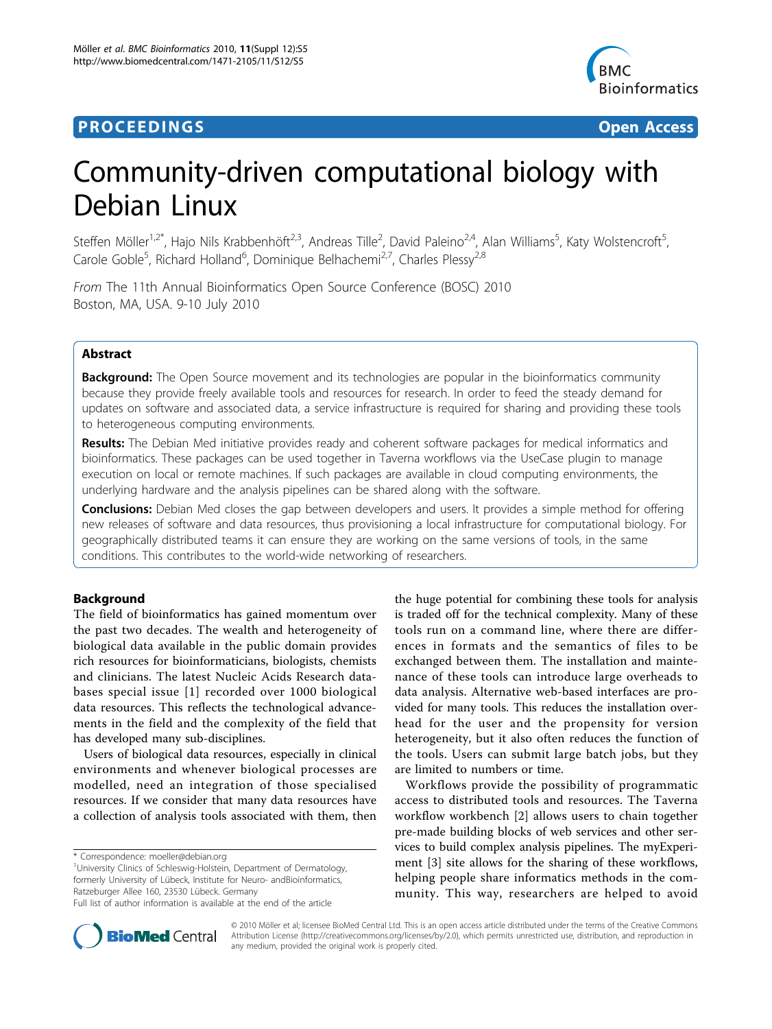PROCEEDINGS — Open Access

# Community-driven computational biology with Debian Linux

Steffen Möller[1,2*], Hajo Nils Krabbenhöft[2,3], Andreas Tille[2], David Paleino[2,4], Alan Williams[5], Katy Wolstencroft[5], Carole Goble[5], Richard Holland[6], Dominique Belhachemi[2,7], Charles Plessy[2,8]

*From* The 11th Annual Bioinformatics Open Source Conference (BOSC) 2010
Boston, MA, USA. 9-10 July 2010

## Abstract

**Background:** The Open Source movement and its technologies are popular in the bioinformatics community because they provide freely available tools and resources for research. In order to feed the steady demand for updates on software and associated data, a service infrastructure is required for sharing and providing these tools to heterogeneous computing environments.

**Results:** The Debian Med initiative provides ready and coherent software packages for medical informatics and bioinformatics. These packages can be used together in Taverna workflows via the UseCase plugin to manage execution on local or remote machines. If such packages are available in cloud computing environments, the underlying hardware and the analysis pipelines can be shared along with the software.

**Conclusions:** Debian Med closes the gap between developers and users. It provides a simple method for offering new releases of software and data resources, thus provisioning a local infrastructure for computational biology. For geographically distributed teams it can ensure they are working on the same versions of tools, in the same conditions. This contributes to the world-wide networking of researchers.

## Background

The field of bioinformatics has gained momentum over the past two decades. The wealth and heterogeneity of biological data available in the public domain provides rich resources for bioinformaticians, biologists, chemists and clinicians. The latest Nucleic Acids Research databases special issue [1] recorded over 1000 biological data resources. This reflects the technological advancements in the field and the complexity of the field that has developed many sub-disciplines.

Users of biological data resources, especially in clinical environments and whenever biological processes are modelled, need an integration of those specialised resources. If we consider that many data resources have a collection of analysis tools associated with them, then the huge potential for combining these tools for analysis is traded off for the technical complexity. Many of these tools run on a command line, where there are differences in formats and the semantics of files to be exchanged between them. The installation and maintenance of these tools can introduce large overheads to data analysis. Alternative web-based interfaces are provided for many tools. This reduces the installation overhead for the user and the propensity for version heterogeneity, but it also often reduces the function of the tools. Users can submit large batch jobs, but they are limited to numbers or time.

Workflows provide the possibility of programmatic access to distributed tools and resources. The Taverna workflow workbench [2] allows users to chain together pre-made building blocks of web services and other services to build complex analysis pipelines. The myExperiment [3] site allows for the sharing of these workflows, helping people share informatics methods in the community. This way, researchers are helped to avoid

\* Correspondence: moeller@debian.org
[1]University Clinics of Schleswig-Holstein, Department of Dermatology, formerly University of Lübeck, Institute for Neuro- andBioinformatics, Ratzeburger Allee 160, 23530 Lübeck. Germany
Full list of author information is available at the end of the article

© 2010 Möller et al; licensee BioMed Central Ltd. This is an open access article distributed under the terms of the Creative Commons Attribution License (http://creativecommons.org/licenses/by/2.0), which permits unrestricted use, distribution, and reproduction in any medium, provided the original work is properly cited.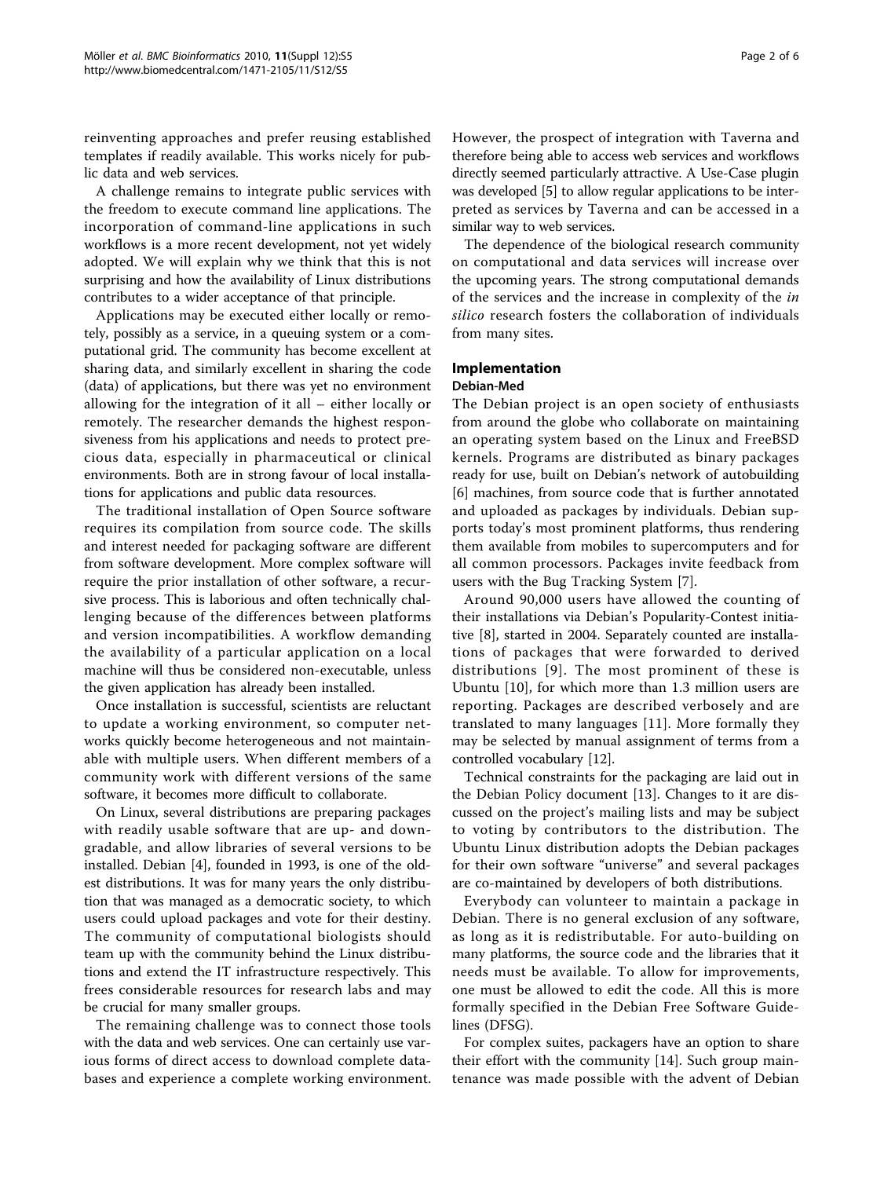reinventing approaches and prefer reusing established templates if readily available. This works nicely for public data and web services.

A challenge remains to integrate public services with the freedom to execute command line applications. The incorporation of command-line applications in such workflows is a more recent development, not yet widely adopted. We will explain why we think that this is not surprising and how the availability of Linux distributions contributes to a wider acceptance of that principle.

Applications may be executed either locally or remotely, possibly as a service, in a queuing system or a computational grid. The community has become excellent at sharing data, and similarly excellent in sharing the code (data) of applications, but there was yet no environment allowing for the integration of it all – either locally or remotely. The researcher demands the highest responsiveness from his applications and needs to protect precious data, especially in pharmaceutical or clinical environments. Both are in strong favour of local installations for applications and public data resources.

The traditional installation of Open Source software requires its compilation from source code. The skills and interest needed for packaging software are different from software development. More complex software will require the prior installation of other software, a recursive process. This is laborious and often technically challenging because of the differences between platforms and version incompatibilities. A workflow demanding the availability of a particular application on a local machine will thus be considered non-executable, unless the given application has already been installed.

Once installation is successful, scientists are reluctant to update a working environment, so computer networks quickly become heterogeneous and not maintainable with multiple users. When different members of a community work with different versions of the same software, it becomes more difficult to collaborate.

On Linux, several distributions are preparing packages with readily usable software that are up- and downgradable, and allow libraries of several versions to be installed. Debian [4], founded in 1993, is one of the oldest distributions. It was for many years the only distribution that was managed as a democratic society, to which users could upload packages and vote for their destiny. The community of computational biologists should team up with the community behind the Linux distributions and extend the IT infrastructure respectively. This frees considerable resources for research labs and may be crucial for many smaller groups.

The remaining challenge was to connect those tools with the data and web services. One can certainly use various forms of direct access to download complete databases and experience a complete working environment. However, the prospect of integration with Taverna and therefore being able to access web services and workflows directly seemed particularly attractive. A Use-Case plugin was developed [5] to allow regular applications to be interpreted as services by Taverna and can be accessed in a similar way to web services.

The dependence of the biological research community on computational and data services will increase over the upcoming years. The strong computational demands of the services and the increase in complexity of the *in silico* research fosters the collaboration of individuals from many sites.

## Implementation

### Debian-Med

The Debian project is an open society of enthusiasts from around the globe who collaborate on maintaining an operating system based on the Linux and FreeBSD kernels. Programs are distributed as binary packages ready for use, built on Debian's network of autobuilding [6] machines, from source code that is further annotated and uploaded as packages by individuals. Debian supports today's most prominent platforms, thus rendering them available from mobiles to supercomputers and for all common processors. Packages invite feedback from users with the Bug Tracking System [7].

Around 90,000 users have allowed the counting of their installations via Debian's Popularity-Contest initiative [8], started in 2004. Separately counted are installations of packages that were forwarded to derived distributions [9]. The most prominent of these is Ubuntu [10], for which more than 1.3 million users are reporting. Packages are described verbosely and are translated to many languages [11]. More formally they may be selected by manual assignment of terms from a controlled vocabulary [12].

Technical constraints for the packaging are laid out in the Debian Policy document [13]. Changes to it are discussed on the project's mailing lists and may be subject to voting by contributors to the distribution. The Ubuntu Linux distribution adopts the Debian packages for their own software "universe" and several packages are co-maintained by developers of both distributions.

Everybody can volunteer to maintain a package in Debian. There is no general exclusion of any software, as long as it is redistributable. For auto-building on many platforms, the source code and the libraries that it needs must be available. To allow for improvements, one must be allowed to edit the code. All this is more formally specified in the Debian Free Software Guidelines (DFSG).

For complex suites, packagers have an option to share their effort with the community [14]. Such group maintenance was made possible with the advent of Debian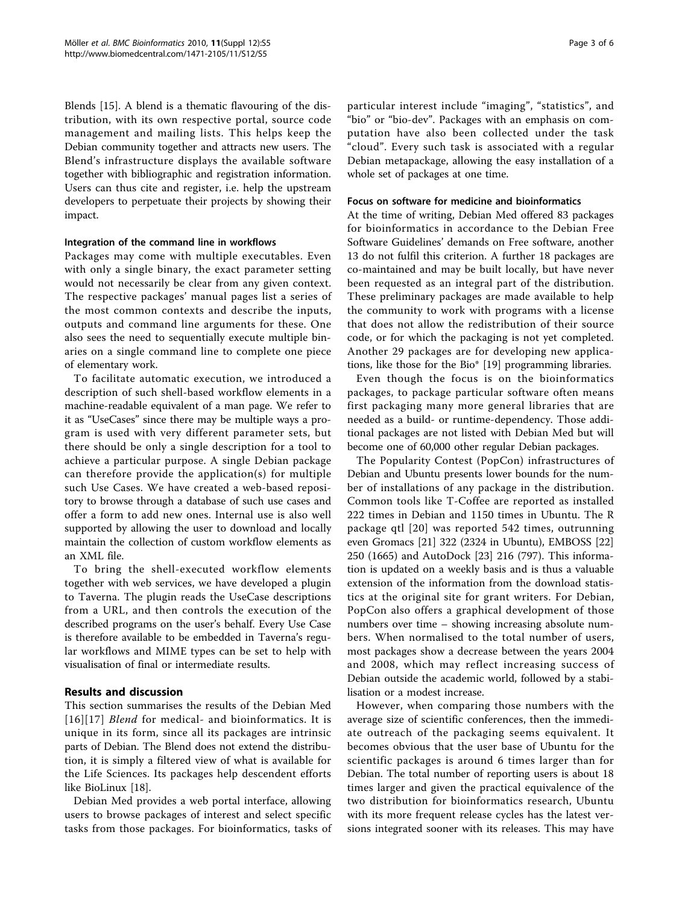Blends [15]. A blend is a thematic flavouring of the distribution, with its own respective portal, source code management and mailing lists. This helps keep the Debian community together and attracts new users. The Blend's infrastructure displays the available software together with bibliographic and registration information. Users can thus cite and register, i.e. help the upstream developers to perpetuate their projects by showing their impact.

#### Integration of the command line in workflows

Packages may come with multiple executables. Even with only a single binary, the exact parameter setting would not necessarily be clear from any given context. The respective packages' manual pages list a series of the most common contexts and describe the inputs, outputs and command line arguments for these. One also sees the need to sequentially execute multiple binaries on a single command line to complete one piece of elementary work.

To facilitate automatic execution, we introduced a description of such shell-based workflow elements in a machine-readable equivalent of a man page. We refer to it as "UseCases" since there may be multiple ways a program is used with very different parameter sets, but there should be only a single description for a tool to achieve a particular purpose. A single Debian package can therefore provide the application(s) for multiple such Use Cases. We have created a web-based repository to browse through a database of such use cases and offer a form to add new ones. Internal use is also well supported by allowing the user to download and locally maintain the collection of custom workflow elements as an XML file.

To bring the shell-executed workflow elements together with web services, we have developed a plugin to Taverna. The plugin reads the UseCase descriptions from a URL, and then controls the execution of the described programs on the user's behalf. Every Use Case is therefore available to be embedded in Taverna's regular workflows and MIME types can be set to help with visualisation of final or intermediate results.

## Results and discussion

This section summarises the results of the Debian Med [16][17] *Blend* for medical- and bioinformatics. It is unique in its form, since all its packages are intrinsic parts of Debian. The Blend does not extend the distribution, it is simply a filtered view of what is available for the Life Sciences. Its packages help descendent efforts like BioLinux [18].

Debian Med provides a web portal interface, allowing users to browse packages of interest and select specific tasks from those packages. For bioinformatics, tasks of particular interest include "imaging", "statistics", and "bio" or "bio-dev". Packages with an emphasis on computation have also been collected under the task "cloud". Every such task is associated with a regular Debian metapackage, allowing the easy installation of a whole set of packages at one time.

#### Focus on software for medicine and bioinformatics

At the time of writing, Debian Med offered 83 packages for bioinformatics in accordance to the Debian Free Software Guidelines' demands on Free software, another 13 do not fulfil this criterion. A further 18 packages are co-maintained and may be built locally, but have never been requested as an integral part of the distribution. These preliminary packages are made available to help the community to work with programs with a license that does not allow the redistribution of their source code, or for which the packaging is not yet completed. Another 29 packages are for developing new applications, like those for the Bio* [19] programming libraries.

Even though the focus is on the bioinformatics packages, to package particular software often means first packaging many more general libraries that are needed as a build- or runtime-dependency. Those additional packages are not listed with Debian Med but will become one of 60,000 other regular Debian packages.

The Popularity Contest (PopCon) infrastructures of Debian and Ubuntu presents lower bounds for the number of installations of any package in the distribution. Common tools like T-Coffee are reported as installed 222 times in Debian and 1150 times in Ubuntu. The R package qtl [20] was reported 542 times, outrunning even Gromacs [21] 322 (2324 in Ubuntu), EMBOSS [22] 250 (1665) and AutoDock [23] 216 (797). This information is updated on a weekly basis and is thus a valuable extension of the information from the download statistics at the original site for grant writers. For Debian, PopCon also offers a graphical development of those numbers over time – showing increasing absolute numbers. When normalised to the total number of users, most packages show a decrease between the years 2004 and 2008, which may reflect increasing success of Debian outside the academic world, followed by a stabilisation or a modest increase.

However, when comparing those numbers with the average size of scientific conferences, then the immediate outreach of the packaging seems equivalent. It becomes obvious that the user base of Ubuntu for the scientific packages is around 6 times larger than for Debian. The total number of reporting users is about 18 times larger and given the practical equivalence of the two distribution for bioinformatics research, Ubuntu with its more frequent release cycles has the latest versions integrated sooner with its releases. This may have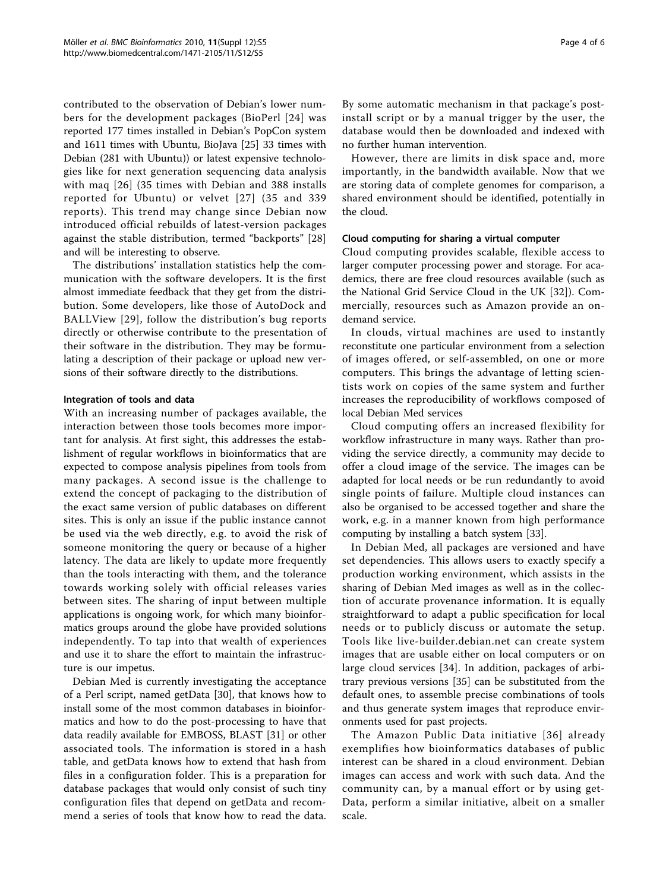contributed to the observation of Debian's lower numbers for the development packages (BioPerl [24] was reported 177 times installed in Debian's PopCon system and 1611 times with Ubuntu, BioJava [25] 33 times with Debian (281 with Ubuntu)) or latest expensive technologies like for next generation sequencing data analysis with maq [26] (35 times with Debian and 388 installs reported for Ubuntu) or velvet [27] (35 and 339 reports). This trend may change since Debian now introduced official rebuilds of latest-version packages against the stable distribution, termed "backports" [28] and will be interesting to observe.

The distributions' installation statistics help the communication with the software developers. It is the first almost immediate feedback that they get from the distribution. Some developers, like those of AutoDock and BALLView [29], follow the distribution's bug reports directly or otherwise contribute to the presentation of their software in the distribution. They may be formulating a description of their package or upload new versions of their software directly to the distributions.

#### Integration of tools and data

With an increasing number of packages available, the interaction between those tools becomes more important for analysis. At first sight, this addresses the establishment of regular workflows in bioinformatics that are expected to compose analysis pipelines from tools from many packages. A second issue is the challenge to extend the concept of packaging to the distribution of the exact same version of public databases on different sites. This is only an issue if the public instance cannot be used via the web directly, e.g. to avoid the risk of someone monitoring the query or because of a higher latency. The data are likely to update more frequently than the tools interacting with them, and the tolerance towards working solely with official releases varies between sites. The sharing of input between multiple applications is ongoing work, for which many bioinformatics groups around the globe have provided solutions independently. To tap into that wealth of experiences and use it to share the effort to maintain the infrastructure is our impetus.

Debian Med is currently investigating the acceptance of a Perl script, named getData [30], that knows how to install some of the most common databases in bioinformatics and how to do the post-processing to have that data readily available for EMBOSS, BLAST [31] or other associated tools. The information is stored in a hash table, and getData knows how to extend that hash from files in a configuration folder. This is a preparation for database packages that would only consist of such tiny configuration files that depend on getData and recommend a series of tools that know how to read the data. By some automatic mechanism in that package's post-install script or by a manual trigger by the user, the database would then be downloaded and indexed with no further human intervention.

However, there are limits in disk space and, more importantly, in the bandwidth available. Now that we are storing data of complete genomes for comparison, a shared environment should be identified, potentially in the cloud.

#### Cloud computing for sharing a virtual computer

Cloud computing provides scalable, flexible access to larger computer processing power and storage. For academics, there are free cloud resources available (such as the National Grid Service Cloud in the UK [32]). Commercially, resources such as Amazon provide an on-demand service.

In clouds, virtual machines are used to instantly reconstitute one particular environment from a selection of images offered, or self-assembled, on one or more computers. This brings the advantage of letting scientists work on copies of the same system and further increases the reproducibility of workflows composed of local Debian Med services

Cloud computing offers an increased flexibility for workflow infrastructure in many ways. Rather than providing the service directly, a community may decide to offer a cloud image of the service. The images can be adapted for local needs or be run redundantly to avoid single points of failure. Multiple cloud instances can also be organised to be accessed together and share the work, e.g. in a manner known from high performance computing by installing a batch system [33].

In Debian Med, all packages are versioned and have set dependencies. This allows users to exactly specify a production working environment, which assists in the sharing of Debian Med images as well as in the collection of accurate provenance information. It is equally straightforward to adapt a public specification for local needs or to publicly discuss or automate the setup. Tools like live-builder.debian.net can create system images that are usable either on local computers or on large cloud services [34]. In addition, packages of arbitrary previous versions [35] can be substituted from the default ones, to assemble precise combinations of tools and thus generate system images that reproduce environments used for past projects.

The Amazon Public Data initiative [36] already exemplifies how bioinformatics databases of public interest can be shared in a cloud environment. Debian images can access and work with such data. And the community can, by a manual effort or by using getData, perform a similar initiative, albeit on a smaller scale.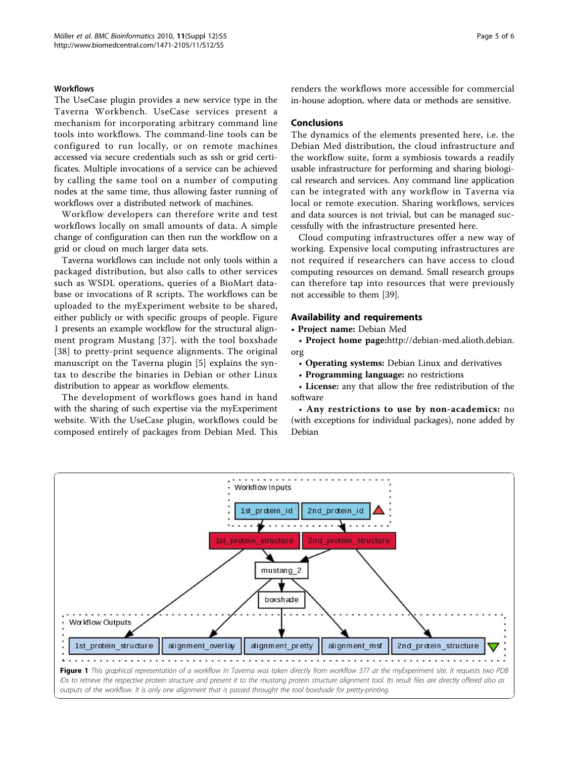### Workflows

The UseCase plugin provides a new service type in the Taverna Workbench. UseCase services present a mechanism for incorporating arbitrary command line tools into workflows. The command-line tools can be configured to run locally, or on remote machines accessed via secure credentials such as ssh or grid certificates. Multiple invocations of a service can be achieved by calling the same tool on a number of computing nodes at the same time, thus allowing faster running of workflows over a distributed network of machines.

Workflow developers can therefore write and test workflows locally on small amounts of data. A simple change of configuration can then run the workflow on a grid or cloud on much larger data sets.

Taverna workflows can include not only tools within a packaged distribution, but also calls to other services such as WSDL operations, queries of a BioMart database or invocations of R scripts. The workflows can be uploaded to the myExperiment website to be shared, either publicly or with specific groups of people. Figure 1 presents an example workflow for the structural alignment program Mustang [37]. with the tool boxshade [38] to pretty-print sequence alignments. The original manuscript on the Taverna plugin [5] explains the syntax to describe the binaries in Debian or other Linux distribution to appear as workflow elements.

The development of workflows goes hand in hand with the sharing of such expertise via the myExperiment website. With the UseCase plugin, workflows could be composed entirely of packages from Debian Med. This renders the workflows more accessible for commercial in-house adoption, where data or methods are sensitive.

## Conclusions

The dynamics of the elements presented here, i.e. the Debian Med distribution, the cloud infrastructure and the workflow suite, form a symbiosis towards a readily usable infrastructure for performing and sharing biological research and services. Any command line application can be integrated with any workflow in Taverna via local or remote execution. Sharing workflows, services and data sources is not trivial, but can be managed successfully with the infrastructure presented here.

Cloud computing infrastructures offer a new way of working. Expensive local computing infrastructures are not required if researchers can have access to cloud computing resources on demand. Small research groups can therefore tap into resources that were previously not accessible to them [39].

## Availability and requirements

- **Project name:** Debian Med
- **Project home page:**http://debian-med.alioth.debian.org
- **Operating systems:** Debian Linux and derivatives
- **Programming language:** no restrictions
- **License:** any that allow the free redistribution of the software
- **Any restrictions to use by non-academics:** no (with exceptions for individual packages), none added by Debian

Workflow Inputs
1st_protein_id
2nd_protein_id
1st_protein_structure
2nd_protein_structure
mustang_2
boxshade
Workflow Outputs
1st_protein_structure
alignment_overlay
alignment_pretty
alignment_msf
2nd_protein_structure

**Figure 1** *This graphical representation of a workflow in Taverna was taken directly from workflow 377 at the myExperiment site. It requests two PDB IDs to retrieve the respective protein structure and present it to the mustang protein structure alignment tool. Its result files are directly offered also as outputs of the workflow. It is only one alignment that is passed throught the tool boxshade for pretty-printing.*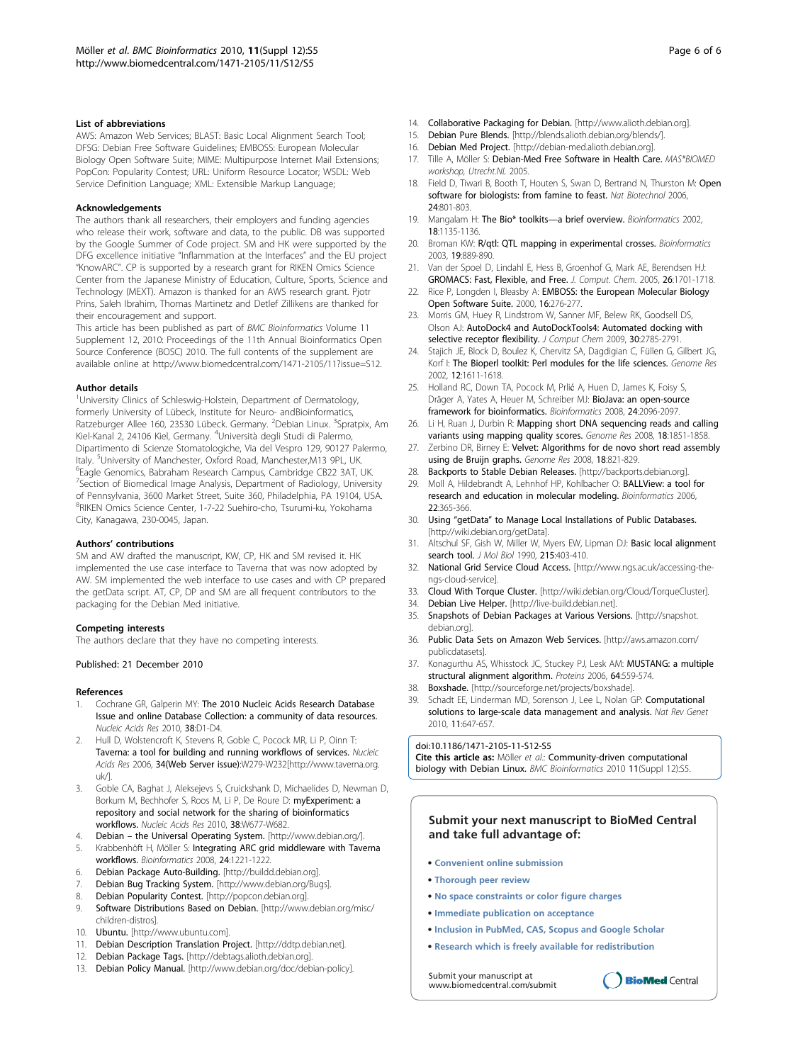### List of abbreviations

AWS: Amazon Web Services; BLAST: Basic Local Alignment Search Tool; DFSG: Debian Free Software Guidelines; EMBOSS: European Molecular Biology Open Software Suite; MIME: Multipurpose Internet Mail Extensions; PopCon: Popularity Contest; URL: Uniform Resource Locator; WSDL: Web Service Definition Language; XML: Extensible Markup Language;

### Acknowledgements

The authors thank all researchers, their employers and funding agencies who release their work, software and data, to the public. DB was supported by the Google Summer of Code project. SM and HK were supported by the DFG excellence initiative "Inflammation at the Interfaces" and the EU project "KnowARC". CP is supported by a research grant for RIKEN Omics Science Center from the Japanese Ministry of Education, Culture, Sports, Science and Technology (MEXT). Amazon is thanked for an AWS research grant. Pjotr Prins, Saleh Ibrahim, Thomas Martinetz and Detlef Zillikens are thanked for their encouragement and support.

This article has been published as part of *BMC Bioinformatics* Volume 11 Supplement 12, 2010: Proceedings of the 11th Annual Bioinformatics Open Source Conference (BOSC) 2010. The full contents of the supplement are available online at http://www.biomedcentral.com/1471-2105/11?issue=S12.

### Author details

[1]University Clinics of Schleswig-Holstein, Department of Dermatology, formerly University of Lübeck, Institute for Neuro- andBioinformatics, Ratzeburger Allee 160, 23530 Lübeck. Germany. [2]Debian Linux. [3]Spratpix, Am Kiel-Kanal 2, 24106 Kiel, Germany. [4]Università degli Studi di Palermo, Dipartimento di Scienze Stomatologiche, Via del Vespro 129, 90127 Palermo, Italy. [5]University of Manchester, Oxford Road, Manchester,M13 9PL, UK. [6]Eagle Genomics, Babraham Research Campus, Cambridge CB22 3AT, UK. [7]Section of Biomedical Image Analysis, Department of Radiology, University of Pennsylvania, 3600 Market Street, Suite 360, Philadelphia, PA 19104, USA. [8]RIKEN Omics Science Center, 1-7-22 Suehiro-cho, Tsurumi-ku, Yokohama City, Kanagawa, 230-0045, Japan.

### Authors' contributions

SM and AW drafted the manuscript, KW, CP, HK and SM revised it. HK implemented the use case interface to Taverna that was now adopted by AW. SM implemented the web interface to use cases and with CP prepared the getData script. AT, CP, DP and SM are all frequent contributors to the packaging for the Debian Med initiative.

### Competing interests

The authors declare that they have no competing interests.

Published: 21 December 2010

### References

1. Cochrane GR, Galperin MY: **The 2010 Nucleic Acids Research Database Issue and online Database Collection: a community of data resources.** *Nucleic Acids Res* 2010, **38**:D1-D4.
2. Hull D, Wolstencroft K, Stevens R, Goble C, Pocock MR, Li P, Oinn T: **Taverna: a tool for building and running workflows of services.** *Nucleic Acids Res* 2006, **34(Web Server issue)**:W279-W232[http://www.taverna.org.uk/].
3. Goble CA, Baghat J, Aleksejevs S, Cruickshank D, Michaelides D, Newman D, Borkum M, Bechhofer S, Roos M, Li P, De Roure D: **myExperiment: a repository and social network for the sharing of bioinformatics workflows.** *Nucleic Acids Res* 2010, **38**:W677-W682.
4. **Debian – the Universal Operating System.** [http://www.debian.org/].
5. Krabbenhöft H, Möller S: **Integrating ARC grid middleware with Taverna workflows.** *Bioinformatics* 2008, **24**:1221-1222.
6. **Debian Package Auto-Building.** [http://buildd.debian.org].
7. **Debian Bug Tracking System.** [http://www.debian.org/Bugs].
8. **Debian Popularity Contest.** [http://popcon.debian.org].
9. **Software Distributions Based on Debian.** [http://www.debian.org/misc/children-distros].
10. **Ubuntu.** [http://www.ubuntu.com].
11. **Debian Description Translation Project.** [http://ddtp.debian.net].
12. **Debian Package Tags.** [http://debtags.alioth.debian.org].
13. **Debian Policy Manual.** [http://www.debian.org/doc/debian-policy].
14. **Collaborative Packaging for Debian.** [http://www.alioth.debian.org].
15. **Debian Pure Blends.** [http://blends.alioth.debian.org/blends/].
16. **Debian Med Project.** [http://debian-med.alioth.debian.org].
17. Tille A, Möller S: **Debian-Med Free Software in Health Care.** *MAS*BIOMED workshop, Utrecht.NL* 2005.
18. Field D, Tiwari B, Booth T, Houten S, Swan D, Bertrand N, Thurston M: **Open software for biologists: from famine to feast.** *Nat Biotechnol* 2006, **24**:801-803.
19. Mangalam H: **The Bio* toolkits—a brief overview.** *Bioinformatics* 2002, **18**:1135-1136.
20. Broman KW: **R/qtl: QTL mapping in experimental crosses.** *Bioinformatics* 2003, **19**:889-890.
21. Van der Spoel D, Lindahl E, Hess B, Groenhof G, Mark AE, Berendsen HJ: **GROMACS: Fast, Flexible, and Free.** *J. Comput. Chem.* 2005, **26**:1701-1718.
22. Rice P, Longden I, Bleasby A: **EMBOSS: the European Molecular Biology Open Software Suite.** 2000, **16**:276-277.
23. Morris GM, Huey R, Lindstrom W, Sanner MF, Belew RK, Goodsell DS, Olson AJ: **AutoDock4 and AutoDockTools4: Automated docking with selective receptor flexibility.** *J Comput Chem* 2009, **30**:2785-2791.
24. Stajich JE, Block D, Boulez K, Chervitz SA, Dagdigian C, Füllen G, Gilbert JG, Korf I: **The Bioperl toolkit: Perl modules for the life sciences.** *Genome Res* 2002, **12**:1611-1618.
25. Holland RC, Down TA, Pocock M, Prlić A, Huen D, James K, Foisy S, Dräger A, Yates A, Heuer M, Schreiber MJ: **BioJava: an open-source framework for bioinformatics.** *Bioinformatics* 2008, **24**:2096-2097.
26. Li H, Ruan J, Durbin R: **Mapping short DNA sequencing reads and calling variants using mapping quality scores.** *Genome Res* 2008, **18**:1851-1858.
27. Zerbino DR, Birney E: **Velvet: Algorithms for de novo short read assembly using de Bruijn graphs.** *Genome Res* 2008, **18**:821-829.
28. **Backports to Stable Debian Releases.** [http://backports.debian.org].
29. Moll A, Hildebrandt A, Lehnhof HP, Kohlbacher O: **BALLView: a tool for research and education in molecular modeling.** *Bioinformatics* 2006, **22**:365-366.
30. **Using "getData" to Manage Local Installations of Public Databases.** [http://wiki.debian.org/getData].
31. Altschul SF, Gish W, Miller W, Myers EW, Lipman DJ: **Basic local alignment search tool.** *J Mol Biol* 1990, **215**:403-410.
32. **National Grid Service Cloud Access.** [http://www.ngs.ac.uk/accessing-the-ngs-cloud-service].
33. **Cloud With Torque Cluster.** [http://wiki.debian.org/Cloud/TorqueCluster].
34. **Debian Live Helper.** [http://live-build.debian.net].
35. **Snapshots of Debian Packages at Various Versions.** [http://snapshot.debian.org].
36. **Public Data Sets on Amazon Web Services.** [http://aws.amazon.com/publicdatasets].
37. Konagurthu AS, Whisstock JC, Stuckey PJ, Lesk AM: **MUSTANG: a multiple structural alignment algorithm.** *Proteins* 2006, **64**:559-574.
38. **Boxshade.** [http://sourceforge.net/projects/boxshade].
39. Schadt EE, Linderman MD, Sorenson J, Lee L, Nolan GP: **Computational solutions to large-scale data management and analysis.** *Nat Rev Genet* 2010, **11**:647-657.

doi:10.1186/1471-2105-11-S12-S5

**Cite this article as:** Möller *et al.*: Community-driven computational biology with Debian Linux. *BMC Bioinformatics* 2010 **11**(Suppl 12):S5.

**Submit your next manuscript to BioMed Central and take full advantage of:**

- Convenient online submission
- Thorough peer review
- No space constraints or color figure charges
- Immediate publication on acceptance
- Inclusion in PubMed, CAS, Scopus and Google Scholar
- Research which is freely available for redistribution

Submit your manuscript at www.biomedcentral.com/submit

BioMed Central